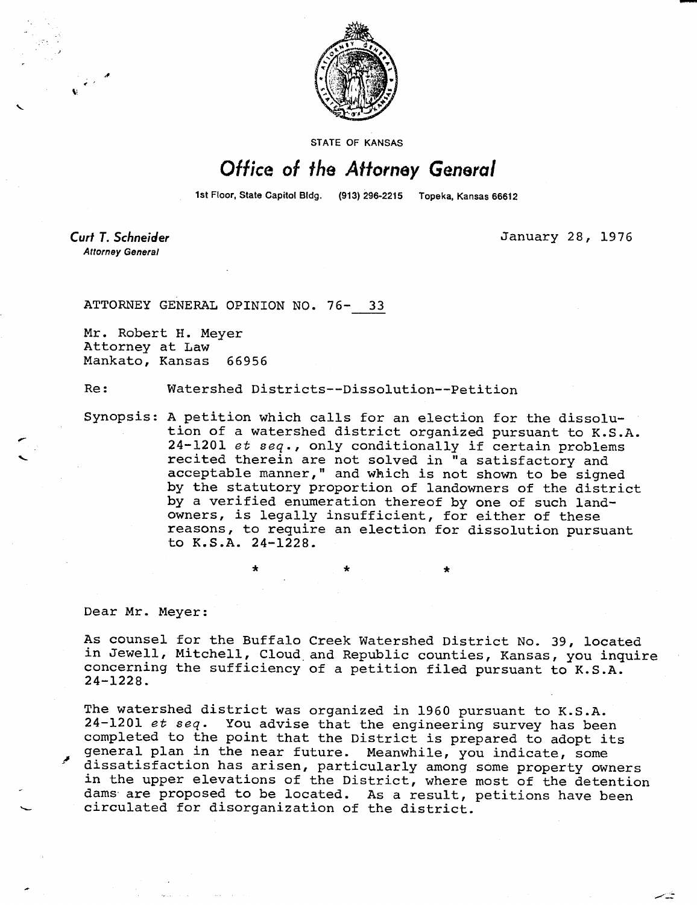STATE OF KANSAS

# Office of the Attorney General

1st Floor, State Capitol Bldg. (913) 296-2215 Topeka, Kansas 66612

**Curt T. Schneider**
*Attorney General*

January 28, 1976

ATTORNEY GENERAL OPINION NO. 76- 33

Mr. Robert H. Meyer
Attorney at Law
Mankato, Kansas 66956

Re: Watershed Districts--Dissolution--Petition

Synopsis: A petition which calls for an election for the dissolution of a watershed district organized pursuant to K.S.A. 24-1201 *et seq.*, only conditionally if certain problems recited therein are not solved in "a satisfactory and acceptable manner," and which is not shown to be signed by the statutory proportion of landowners of the district by a verified enumeration thereof by one of such landowners, is legally insufficient, for either of these reasons, to require an election for dissolution pursuant to K.S.A. 24-1228.

\* \* \*

Dear Mr. Meyer:

As counsel for the Buffalo Creek Watershed District No. 39, located in Jewell, Mitchell, Cloud and Republic counties, Kansas, you inquire concerning the sufficiency of a petition filed pursuant to K.S.A. 24-1228.

The watershed district was organized in 1960 pursuant to K.S.A. 24-1201 *et seq.* You advise that the engineering survey has been completed to the point that the District is prepared to adopt its general plan in the near future. Meanwhile, you indicate, some dissatisfaction has arisen, particularly among some property owners in the upper elevations of the District, where most of the detention dams are proposed to be located. As a result, petitions have been circulated for disorganization of the district.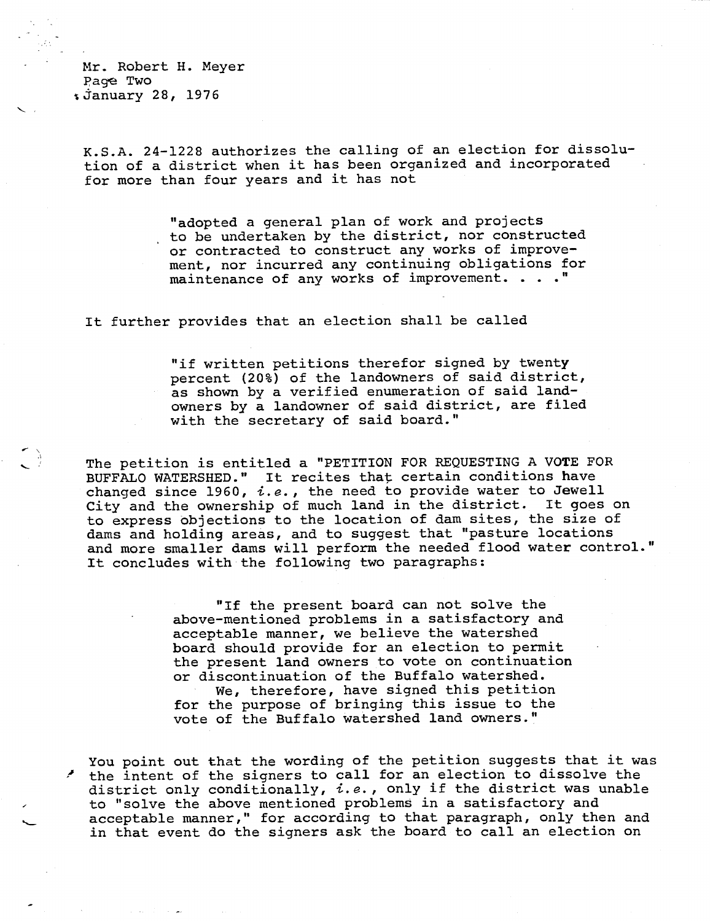Mr. Robert H. Meyer
Page Two
January 28, 1976

K.S.A. 24-1228 authorizes the calling of an election for dissolution of a district when it has been organized and incorporated for more than four years and it has not

> "adopted a general plan of work and projects to be undertaken by the district, nor constructed or contracted to construct any works of improvement, nor incurred any continuing obligations for maintenance of any works of improvement. . . ."

It further provides that an election shall be called

> "if written petitions therefor signed by twenty percent (20%) of the landowners of said district, as shown by a verified enumeration of said landowners by a landowner of said district, are filed with the secretary of said board."

The petition is entitled a "PETITION FOR REQUESTING A VOTE FOR BUFFALO WATERSHED." It recites that certain conditions have changed since 1960, *i.e.*, the need to provide water to Jewell City and the ownership of much land in the district. It goes on to express objections to the location of dam sites, the size of dams and holding areas, and to suggest that "pasture locations and more smaller dams will perform the needed flood water control." It concludes with the following two paragraphs:

> "If the present board can not solve the above-mentioned problems in a satisfactory and acceptable manner, we believe the watershed board should provide for an election to permit the present land owners to vote on continuation or discontinuation of the Buffalo watershed.
>
> We, therefore, have signed this petition for the purpose of bringing this issue to the vote of the Buffalo watershed land owners."

You point out that the wording of the petition suggests that it was the intent of the signers to call for an election to dissolve the district only conditionally, *i.e.*, only if the district was unable to "solve the above mentioned problems in a satisfactory and acceptable manner," for according to that paragraph, only then and in that event do the signers ask the board to call an election on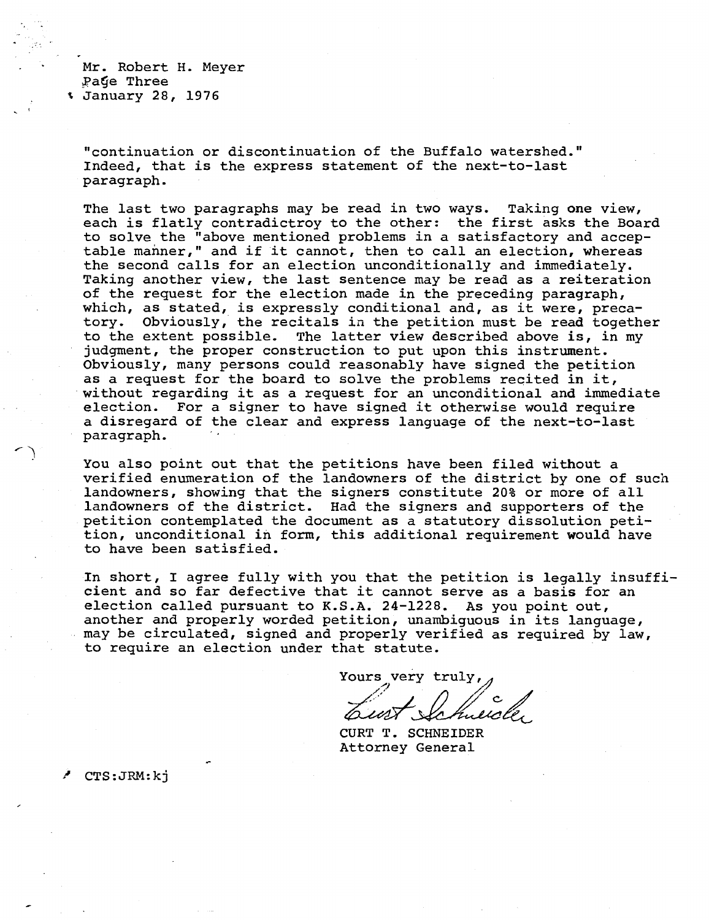Mr. Robert H. Meyer
Page Three
January 28, 1976

"continuation or discontinuation of the Buffalo watershed." Indeed, that is the express statement of the next-to-last paragraph.

The last two paragraphs may be read in two ways. Taking one view, each is flatly contradictroy to the other: the first asks the Board to solve the "above mentioned problems in a satisfactory and acceptable manner," and if it cannot, then to call an election, whereas the second calls for an election unconditionally and immediately. Taking another view, the last sentence may be read as a reiteration of the request for the election made in the preceding paragraph, which, as stated, is expressly conditional and, as it were, precatory. Obviously, the recitals in the petition must be read together to the extent possible. The latter view described above is, in my judgment, the proper construction to put upon this instrument. Obviously, many persons could reasonably have signed the petition as a request for the board to solve the problems recited in it, without regarding it as a request for an unconditional and immediate election. For a signer to have signed it otherwise would require a disregard of the clear and express language of the next-to-last paragraph.

You also point out that the petitions have been filed without a verified enumeration of the landowners of the district by one of such landowners, showing that the signers constitute 20% or more of all landowners of the district. Had the signers and supporters of the petition contemplated the document as a statutory dissolution petition, unconditional in form, this additional requirement would have to have been satisfied.

In short, I agree fully with you that the petition is legally insufficient and so far defective that it cannot serve as a basis for an election called pursuant to K.S.A. 24-1228. As you point out, another and properly worded petition, unambiguous in its language, may be circulated, signed and properly verified as required by law, to require an election under that statute.

Yours very truly,

Curt Schneider

CURT T. SCHNEIDER
Attorney General

CTS:JRM:kj